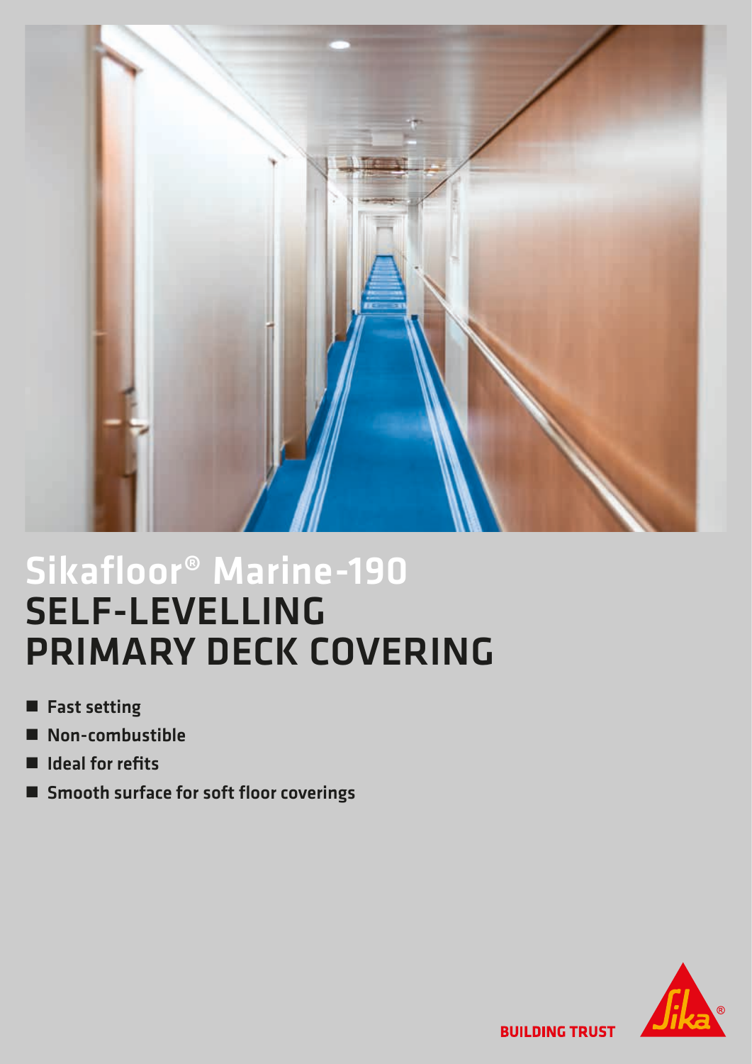# Sikafloor® Marine-190
## SELF-LEVELLING PRIMARY DECK COVERING

- **Fast setting**
- **Non-combustible**
- **Ideal for refits**
- **Smooth surface for soft floor coverings**

BUILDING TRUST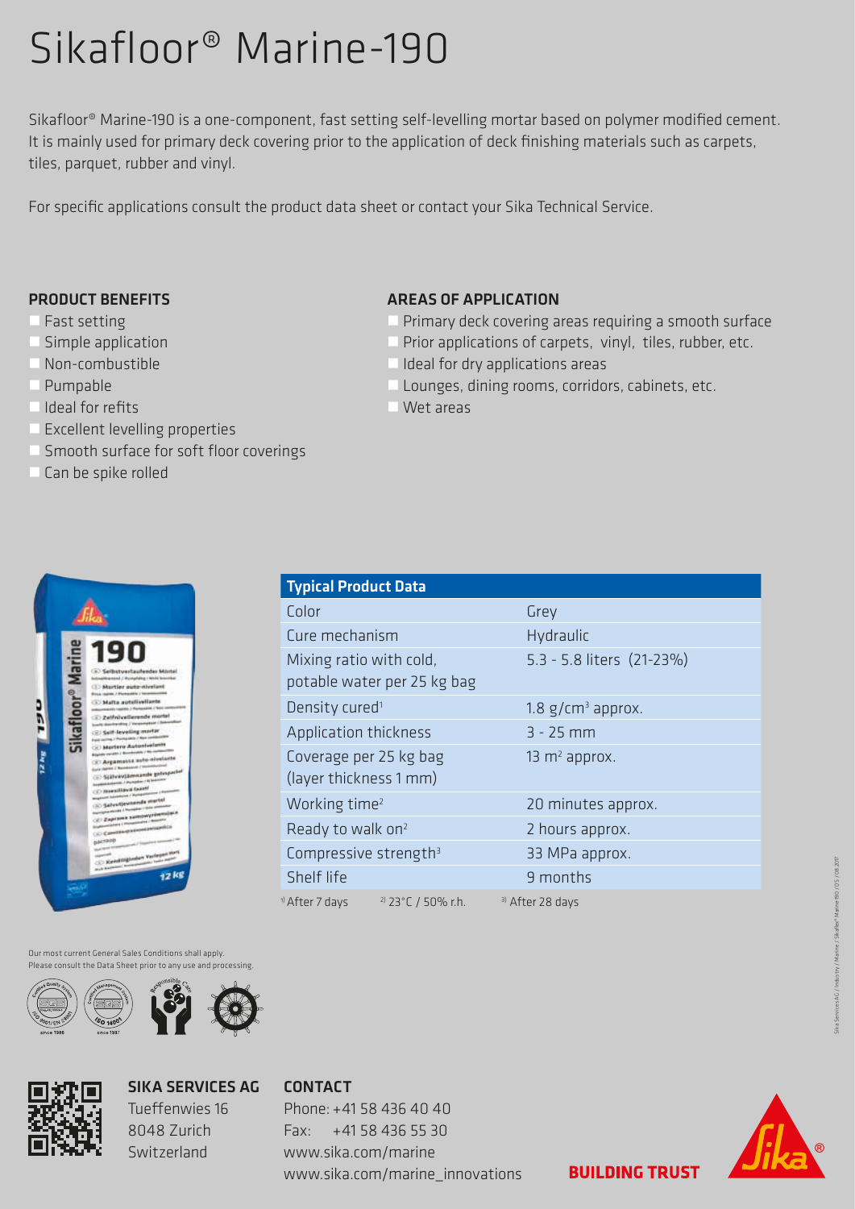# Sikafloor® Marine-190

Sikafloor® Marine-190 is a one-component, fast setting self-levelling mortar based on polymer modified cement. It is mainly used for primary deck covering prior to the application of deck finishing materials such as carpets, tiles, parquet, rubber and vinyl.

For specific applications consult the product data sheet or contact your Sika Technical Service.

## PRODUCT BENEFITS

- Fast setting
- Simple application
- Non-combustible
- Pumpable
- Ideal for refits
- Excellent levelling properties
- Smooth surface for soft floor coverings
- Can be spike rolled

## AREAS OF APPLICATION

- Primary deck covering areas requiring a smooth surface
- Prior applications of carpets, vinyl, tiles, rubber, etc.
- Ideal for dry applications areas
- Lounges, dining rooms, corridors, cabinets, etc.
- Wet areas

| Typical Product Data | |
|---|---|
| Color | Grey |
| Cure mechanism | Hydraulic |
| Mixing ratio with cold, potable water per 25 kg bag | 5.3 - 5.8 liters (21-23%) |
| Density cured[1] | 1.8 g/cm³ approx. |
| Application thickness | 3 - 25 mm |
| Coverage per 25 kg bag (layer thickness 1 mm) | 13 m² approx. |
| Working time[2] | 20 minutes approx. |
| Ready to walk on[2] | 2 hours approx. |
| Compressive strength[3] | 33 MPa approx. |
| Shelf life | 9 months |

[1] After 7 days [2] 23°C / 50% r.h. [3] After 28 days

Our most current General Sales Conditions shall apply.
Please consult the Data Sheet prior to any use and processing.

**SIKA SERVICES AG**
Tueffenwies 16
8048 Zurich
Switzerland

**CONTACT**
Phone: +41 58 436 40 40
Fax: +41 58 436 55 30
www.sika.com/marine
www.sika.com/marine_innovations

**BUILDING TRUST**